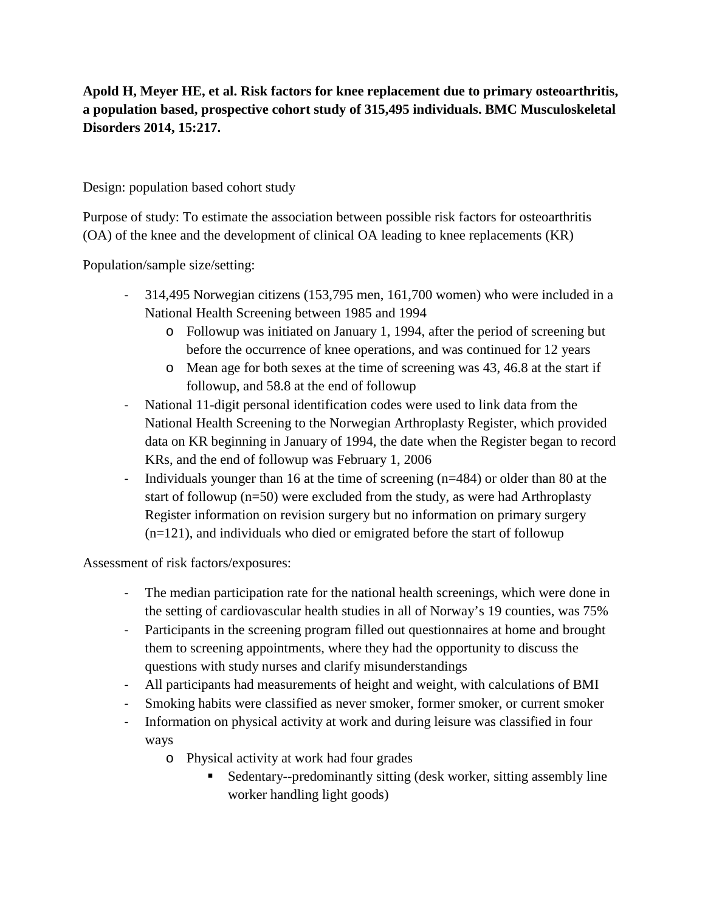**Apold H, Meyer HE, et al. Risk factors for knee replacement due to primary osteoarthritis, a population based, prospective cohort study of 315,495 individuals. BMC Musculoskeletal Disorders 2014, 15:217.**

Design: population based cohort study

Purpose of study: To estimate the association between possible risk factors for osteoarthritis (OA) of the knee and the development of clinical OA leading to knee replacements (KR)

Population/sample size/setting:

- 314,495 Norwegian citizens (153,795 men, 161,700 women) who were included in a National Health Screening between 1985 and 1994
    - Followup was initiated on January 1, 1994, after the period of screening but before the occurrence of knee operations, and was continued for 12 years
    - Mean age for both sexes at the time of screening was 43, 46.8 at the start if followup, and 58.8 at the end of followup
- National 11-digit personal identification codes were used to link data from the National Health Screening to the Norwegian Arthroplasty Register, which provided data on KR beginning in January of 1994, the date when the Register began to record KRs, and the end of followup was February 1, 2006
- Individuals younger than 16 at the time of screening (n=484) or older than 80 at the start of followup (n=50) were excluded from the study, as were had Arthroplasty Register information on revision surgery but no information on primary surgery (n=121), and individuals who died or emigrated before the start of followup

Assessment of risk factors/exposures:

- The median participation rate for the national health screenings, which were done in the setting of cardiovascular health studies in all of Norway's 19 counties, was 75%
- Participants in the screening program filled out questionnaires at home and brought them to screening appointments, where they had the opportunity to discuss the questions with study nurses and clarify misunderstandings
- All participants had measurements of height and weight, with calculations of BMI
- Smoking habits were classified as never smoker, former smoker, or current smoker
- Information on physical activity at work and during leisure was classified in four ways
    - Physical activity at work had four grades
        - Sedentary--predominantly sitting (desk worker, sitting assembly line worker handling light goods)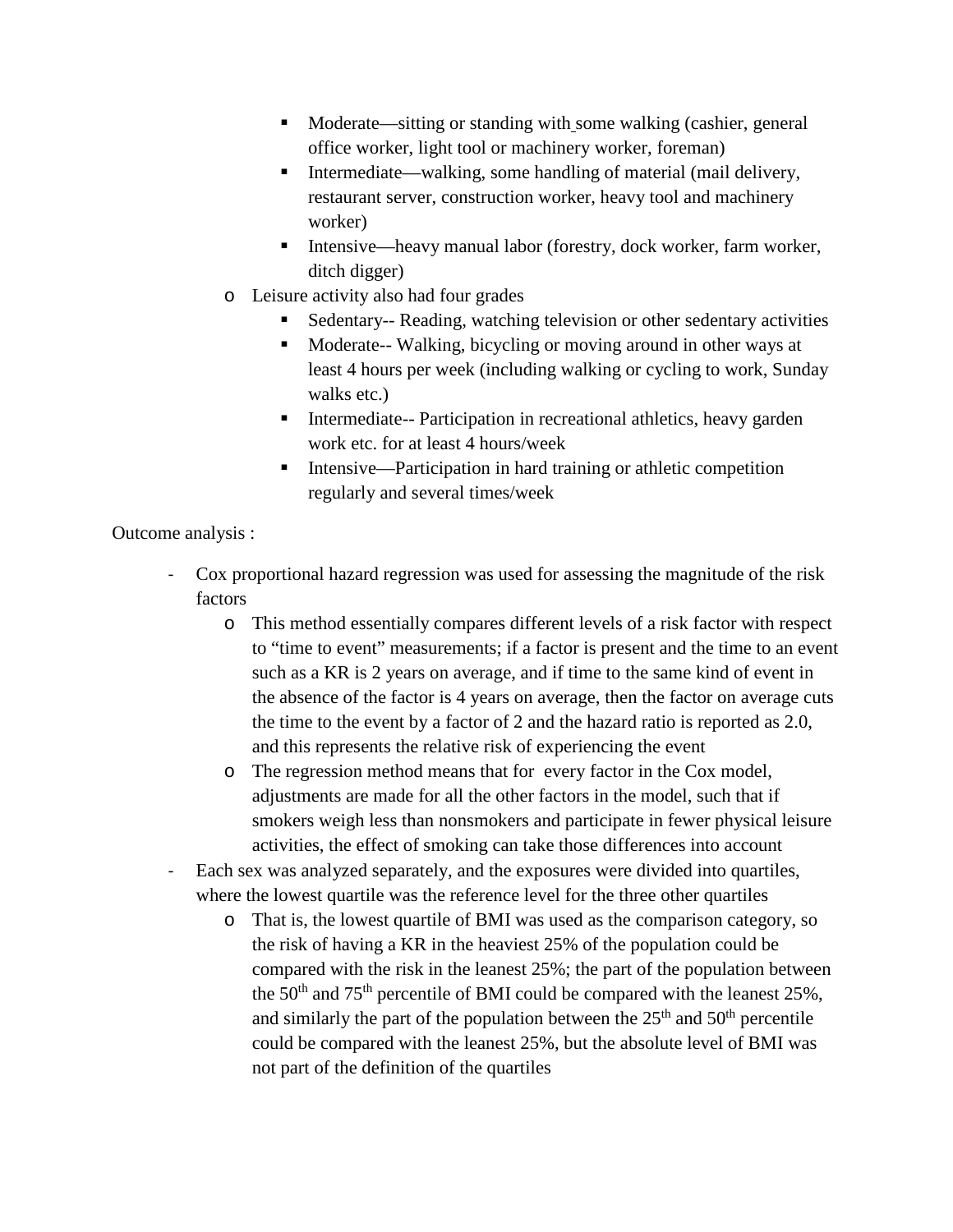- Moderate—sitting or standing with some walking (cashier, general office worker, light tool or machinery worker, foreman)
        - Intermediate—walking, some handling of material (mail delivery, restaurant server, construction worker, heavy tool and machinery worker)
        - Intensive—heavy manual labor (forestry, dock worker, farm worker, ditch digger)
    - Leisure activity also had four grades
        - Sedentary-- Reading, watching television or other sedentary activities
        - Moderate-- Walking, bicycling or moving around in other ways at least 4 hours per week (including walking or cycling to work, Sunday walks etc.)
        - Intermediate-- Participation in recreational athletics, heavy garden work etc. for at least 4 hours/week
        - Intensive—Participation in hard training or athletic competition regularly and several times/week

Outcome analysis :

- Cox proportional hazard regression was used for assessing the magnitude of the risk factors
    - This method essentially compares different levels of a risk factor with respect to "time to event" measurements; if a factor is present and the time to an event such as a KR is 2 years on average, and if time to the same kind of event in the absence of the factor is 4 years on average, then the factor on average cuts the time to the event by a factor of 2 and the hazard ratio is reported as 2.0, and this represents the relative risk of experiencing the event
    - The regression method means that for every factor in the Cox model, adjustments are made for all the other factors in the model, such that if smokers weigh less than nonsmokers and participate in fewer physical leisure activities, the effect of smoking can take those differences into account
- Each sex was analyzed separately, and the exposures were divided into quartiles, where the lowest quartile was the reference level for the three other quartiles
    - That is, the lowest quartile of BMI was used as the comparison category, so the risk of having a KR in the heaviest 25% of the population could be compared with the risk in the leanest 25%; the part of the population between the $50^{th}$ and $75^{th}$ percentile of BMI could be compared with the leanest 25%, and similarly the part of the population between the $25^{th}$ and $50^{th}$ percentile could be compared with the leanest 25%, but the absolute level of BMI was not part of the definition of the quartiles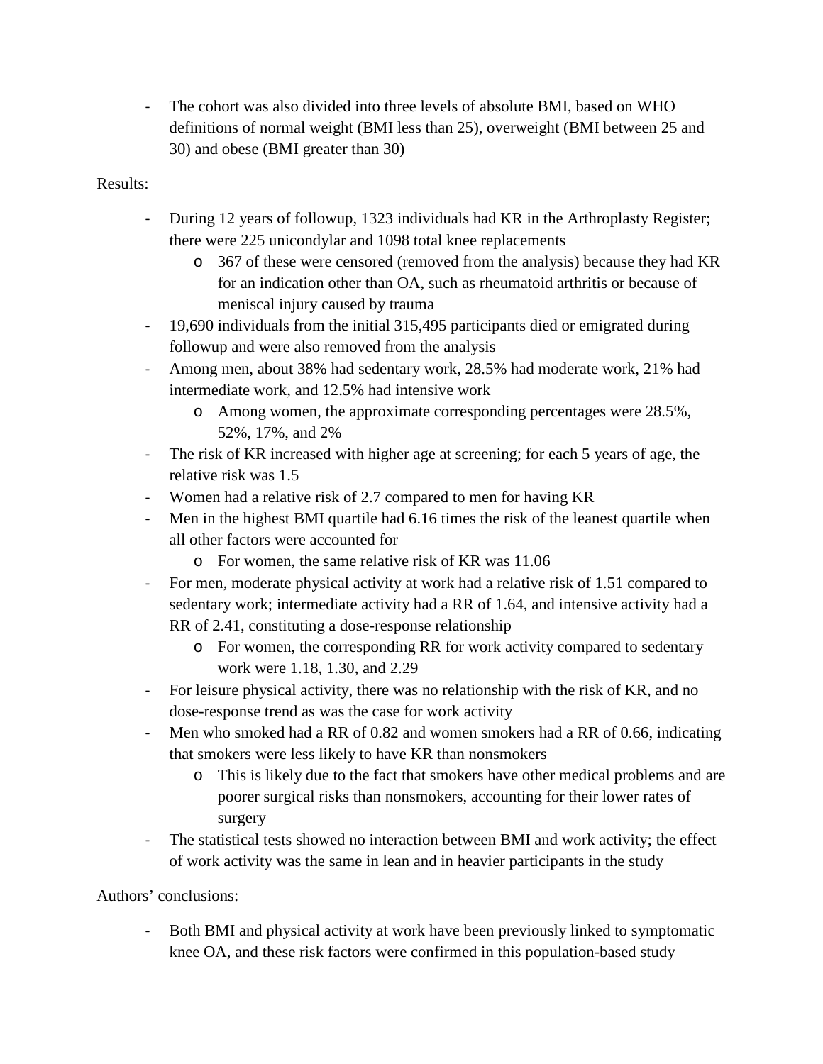- The cohort was also divided into three levels of absolute BMI, based on WHO definitions of normal weight (BMI less than 25), overweight (BMI between 25 and 30) and obese (BMI greater than 30)

Results:

- During 12 years of followup, 1323 individuals had KR in the Arthroplasty Register; there were 225 unicondylar and 1098 total knee replacements
    - 367 of these were censored (removed from the analysis) because they had KR for an indication other than OA, such as rheumatoid arthritis or because of meniscal injury caused by trauma
- 19,690 individuals from the initial 315,495 participants died or emigrated during followup and were also removed from the analysis
- Among men, about 38% had sedentary work, 28.5% had moderate work, 21% had intermediate work, and 12.5% had intensive work
    - Among women, the approximate corresponding percentages were 28.5%, 52%, 17%, and 2%
- The risk of KR increased with higher age at screening; for each 5 years of age, the relative risk was 1.5
- Women had a relative risk of 2.7 compared to men for having KR
- Men in the highest BMI quartile had 6.16 times the risk of the leanest quartile when all other factors were accounted for
    - For women, the same relative risk of KR was 11.06
- For men, moderate physical activity at work had a relative risk of 1.51 compared to sedentary work; intermediate activity had a RR of 1.64, and intensive activity had a RR of 2.41, constituting a dose-response relationship
    - For women, the corresponding RR for work activity compared to sedentary work were 1.18, 1.30, and 2.29
- For leisure physical activity, there was no relationship with the risk of KR, and no dose-response trend as was the case for work activity
- Men who smoked had a RR of 0.82 and women smokers had a RR of 0.66, indicating that smokers were less likely to have KR than nonsmokers
    - This is likely due to the fact that smokers have other medical problems and are poorer surgical risks than nonsmokers, accounting for their lower rates of surgery
- The statistical tests showed no interaction between BMI and work activity; the effect of work activity was the same in lean and in heavier participants in the study

Authors' conclusions:

- Both BMI and physical activity at work have been previously linked to symptomatic knee OA, and these risk factors were confirmed in this population-based study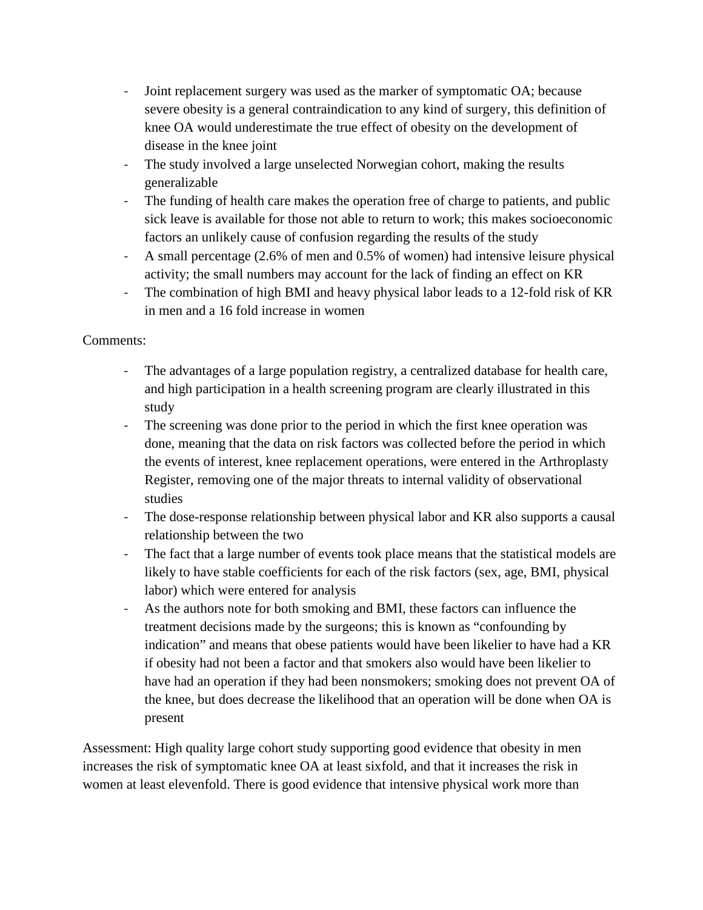- Joint replacement surgery was used as the marker of symptomatic OA; because severe obesity is a general contraindication to any kind of surgery, this definition of knee OA would underestimate the true effect of obesity on the development of disease in the knee joint
- The study involved a large unselected Norwegian cohort, making the results generalizable
- The funding of health care makes the operation free of charge to patients, and public sick leave is available for those not able to return to work; this makes socioeconomic factors an unlikely cause of confusion regarding the results of the study
- A small percentage (2.6% of men and 0.5% of women) had intensive leisure physical activity; the small numbers may account for the lack of finding an effect on KR
- The combination of high BMI and heavy physical labor leads to a 12-fold risk of KR in men and a 16 fold increase in women

Comments:

- The advantages of a large population registry, a centralized database for health care, and high participation in a health screening program are clearly illustrated in this study
- The screening was done prior to the period in which the first knee operation was done, meaning that the data on risk factors was collected before the period in which the events of interest, knee replacement operations, were entered in the Arthroplasty Register, removing one of the major threats to internal validity of observational studies
- The dose-response relationship between physical labor and KR also supports a causal relationship between the two
- The fact that a large number of events took place means that the statistical models are likely to have stable coefficients for each of the risk factors (sex, age, BMI, physical labor) which were entered for analysis
- As the authors note for both smoking and BMI, these factors can influence the treatment decisions made by the surgeons; this is known as "confounding by indication" and means that obese patients would have been likelier to have had a KR if obesity had not been a factor and that smokers also would have been likelier to have had an operation if they had been nonsmokers; smoking does not prevent OA of the knee, but does decrease the likelihood that an operation will be done when OA is present

Assessment: High quality large cohort study supporting good evidence that obesity in men increases the risk of symptomatic knee OA at least sixfold, and that it increases the risk in women at least elevenfold. There is good evidence that intensive physical work more than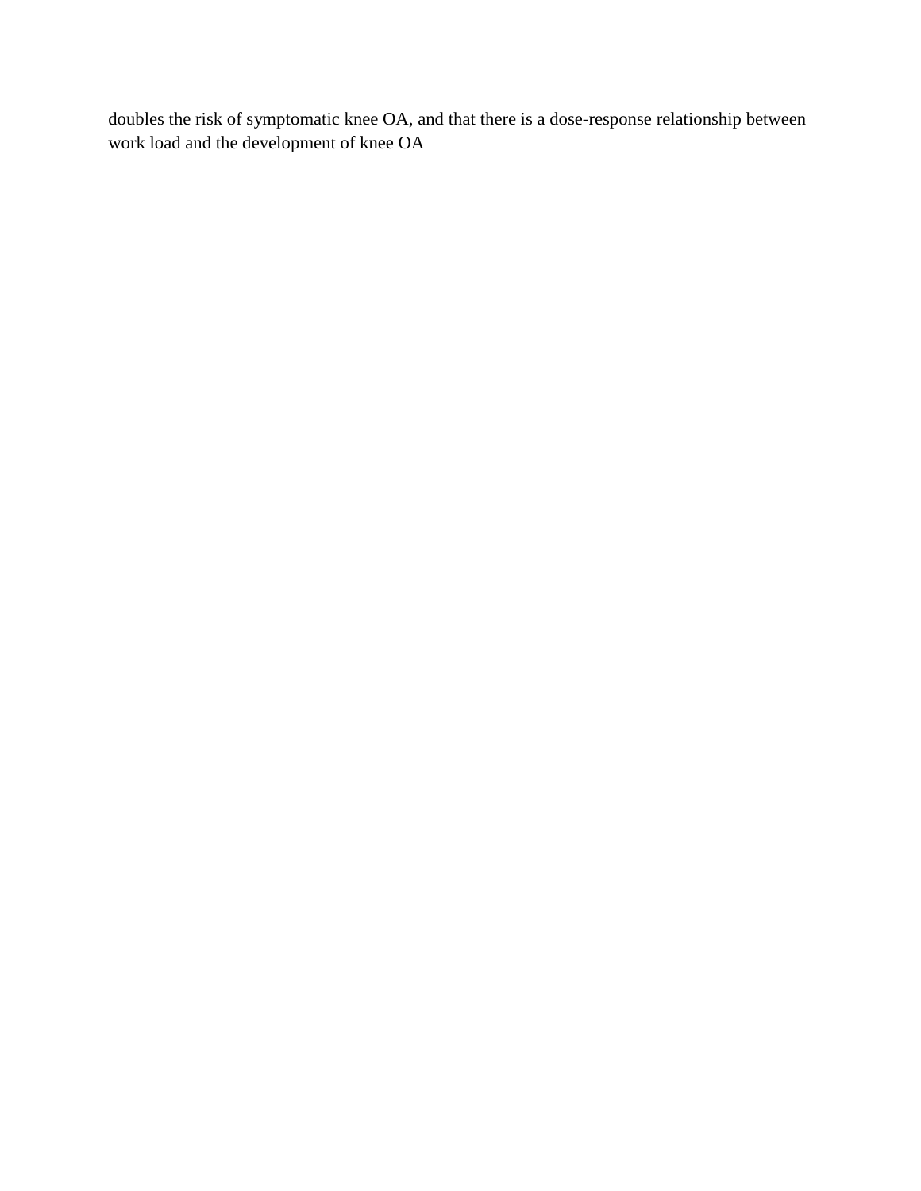doubles the risk of symptomatic knee OA, and that there is a dose-response relationship between work load and the development of knee OA